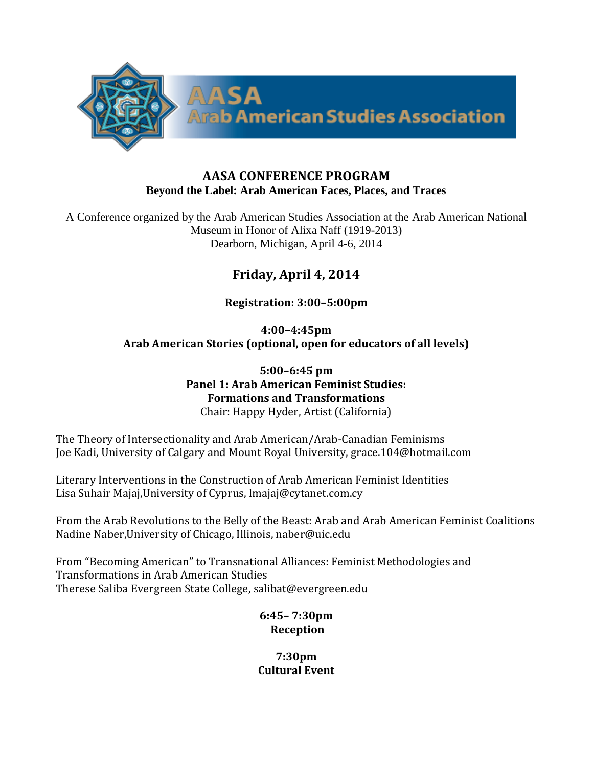AASA
Arab American Studies Association

# AASA CONFERENCE PROGRAM

**Beyond the Label: Arab American Faces, Places, and Traces**

A Conference organized by the Arab American Studies Association at the Arab American National Museum in Honor of Alixa Naff (1919-2013)
Dearborn, Michigan, April 4-6, 2014

## Friday, April 4, 2014

**Registration: 3:00–5:00pm**

**4:00–4:45pm**
**Arab American Stories (optional, open for educators of all levels)**

**5:00–6:45 pm**
**Panel 1: Arab American Feminist Studies: Formations and Transformations**
Chair: Happy Hyder, Artist (California)

The Theory of Intersectionality and Arab American/Arab-Canadian Feminisms
Joe Kadi, University of Calgary and Mount Royal University, grace.104@hotmail.com

Literary Interventions in the Construction of Arab American Feminist Identities
Lisa Suhair Majaj,University of Cyprus, lmajaj@cytanet.com.cy

From the Arab Revolutions to the Belly of the Beast: Arab and Arab American Feminist Coalitions
Nadine Naber,University of Chicago, Illinois, naber@uic.edu

From "Becoming American" to Transnational Alliances: Feminist Methodologies and Transformations in Arab American Studies
Therese Saliba Evergreen State College, salibat@evergreen.edu

**6:45– 7:30pm**
**Reception**

**7:30pm**
**Cultural Event**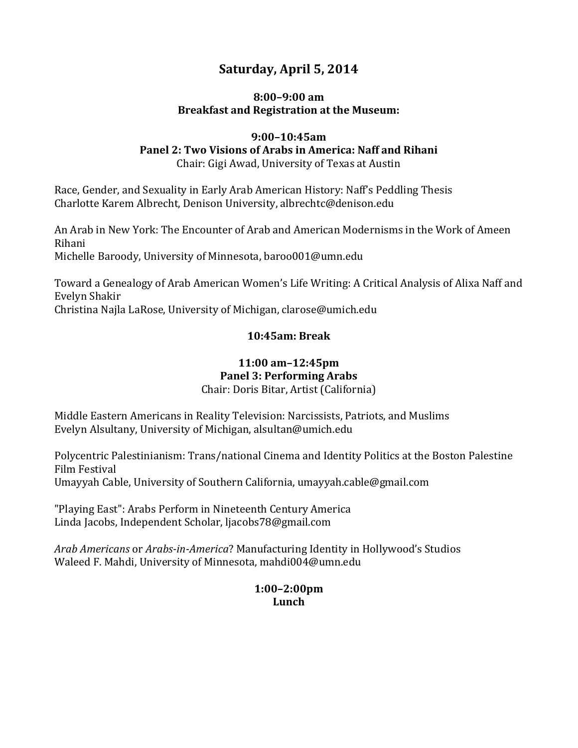# Saturday, April 5, 2014

**8:00–9:00 am**
**Breakfast and Registration at the Museum:**

**9:00–10:45am**
**Panel 2: Two Visions of Arabs in America: Naff and Rihani**
Chair: Gigi Awad, University of Texas at Austin

Race, Gender, and Sexuality in Early Arab American History: Naff's Peddling Thesis
Charlotte Karem Albrecht, Denison University, albrechtc@denison.edu

An Arab in New York: The Encounter of Arab and American Modernisms in the Work of Ameen Rihani
Michelle Baroody, University of Minnesota, baroo001@umn.edu

Toward a Genealogy of Arab American Women's Life Writing: A Critical Analysis of Alixa Naff and Evelyn Shakir
Christina Najla LaRose, University of Michigan, clarose@umich.edu

**10:45am: Break**

**11:00 am–12:45pm**
**Panel 3: Performing Arabs**
Chair: Doris Bitar, Artist (California)

Middle Eastern Americans in Reality Television: Narcissists, Patriots, and Muslims
Evelyn Alsultany, University of Michigan, alsultan@umich.edu

Polycentric Palestinianism: Trans/national Cinema and Identity Politics at the Boston Palestine Film Festival
Umayyah Cable, University of Southern California, umayyah.cable@gmail.com

"Playing East": Arabs Perform in Nineteenth Century America
Linda Jacobs, Independent Scholar, ljacobs78@gmail.com

*Arab Americans* or *Arabs-in-America*? Manufacturing Identity in Hollywood's Studios
Waleed F. Mahdi, University of Minnesota, mahdi004@umn.edu

**1:00–2:00pm**
**Lunch**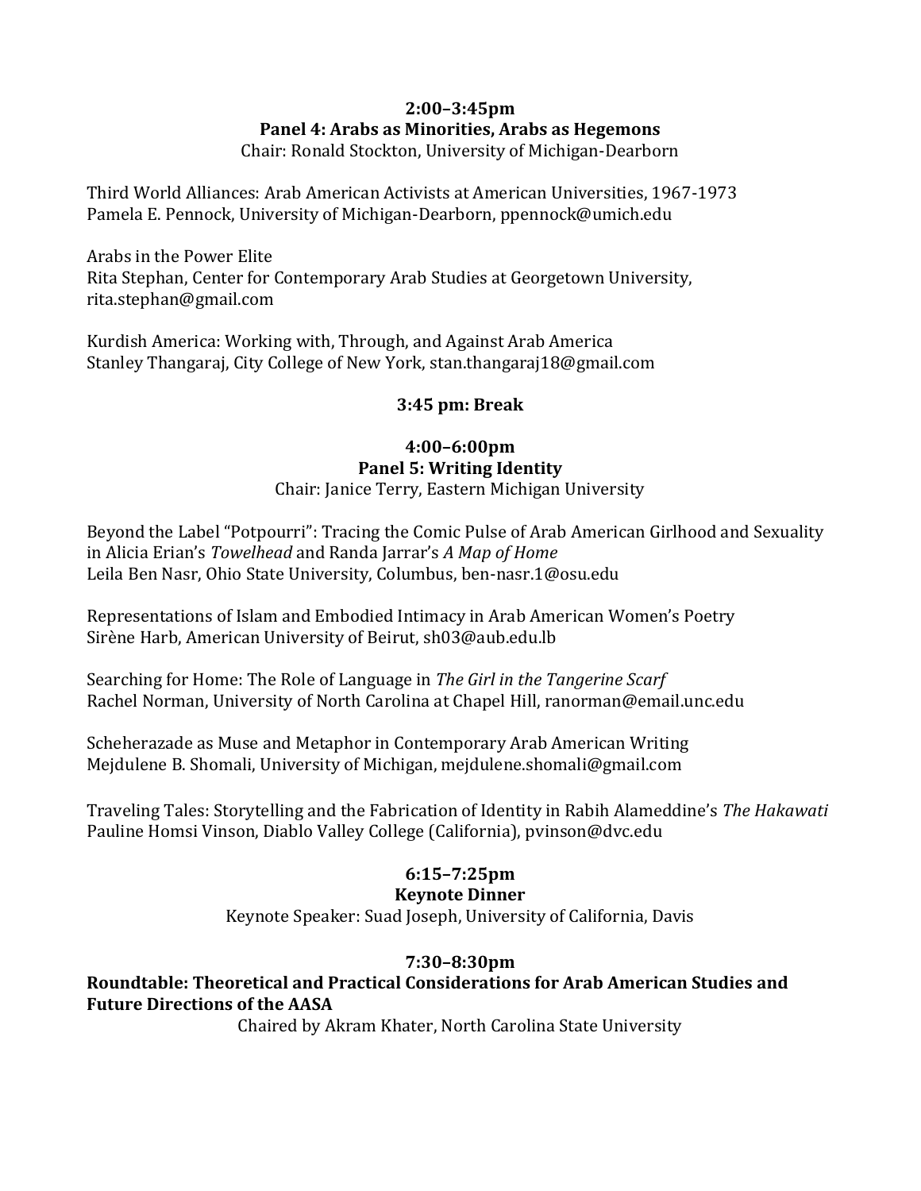**2:00–3:45pm**

**Panel 4: Arabs as Minorities, Arabs as Hegemons**

Chair: Ronald Stockton, University of Michigan-Dearborn

Third World Alliances: Arab American Activists at American Universities, 1967-1973
Pamela E. Pennock, University of Michigan-Dearborn, ppennock@umich.edu

Arabs in the Power Elite
Rita Stephan, Center for Contemporary Arab Studies at Georgetown University, rita.stephan@gmail.com

Kurdish America: Working with, Through, and Against Arab America
Stanley Thangaraj, City College of New York, stan.thangaraj18@gmail.com

**3:45 pm: Break**

**4:00–6:00pm**

**Panel 5: Writing Identity**

Chair: Janice Terry, Eastern Michigan University

Beyond the Label "Potpourri": Tracing the Comic Pulse of Arab American Girlhood and Sexuality in Alicia Erian's *Towelhead* and Randa Jarrar's *A Map of Home*
Leila Ben Nasr, Ohio State University, Columbus, ben-nasr.1@osu.edu

Representations of Islam and Embodied Intimacy in Arab American Women's Poetry
Sirène Harb, American University of Beirut, sh03@aub.edu.lb

Searching for Home: The Role of Language in *The Girl in the Tangerine Scarf*
Rachel Norman, University of North Carolina at Chapel Hill, ranorman@email.unc.edu

Scheherazade as Muse and Metaphor in Contemporary Arab American Writing
Mejdulene B. Shomali, University of Michigan, mejdulene.shomali@gmail.com

Traveling Tales: Storytelling and the Fabrication of Identity in Rabih Alameddine's *The Hakawati*
Pauline Homsi Vinson, Diablo Valley College (California), pvinson@dvc.edu

**6:15–7:25pm**

**Keynote Dinner**

Keynote Speaker: Suad Joseph, University of California, Davis

**7:30–8:30pm**

**Roundtable: Theoretical and Practical Considerations for Arab American Studies and Future Directions of the AASA**

Chaired by Akram Khater, North Carolina State University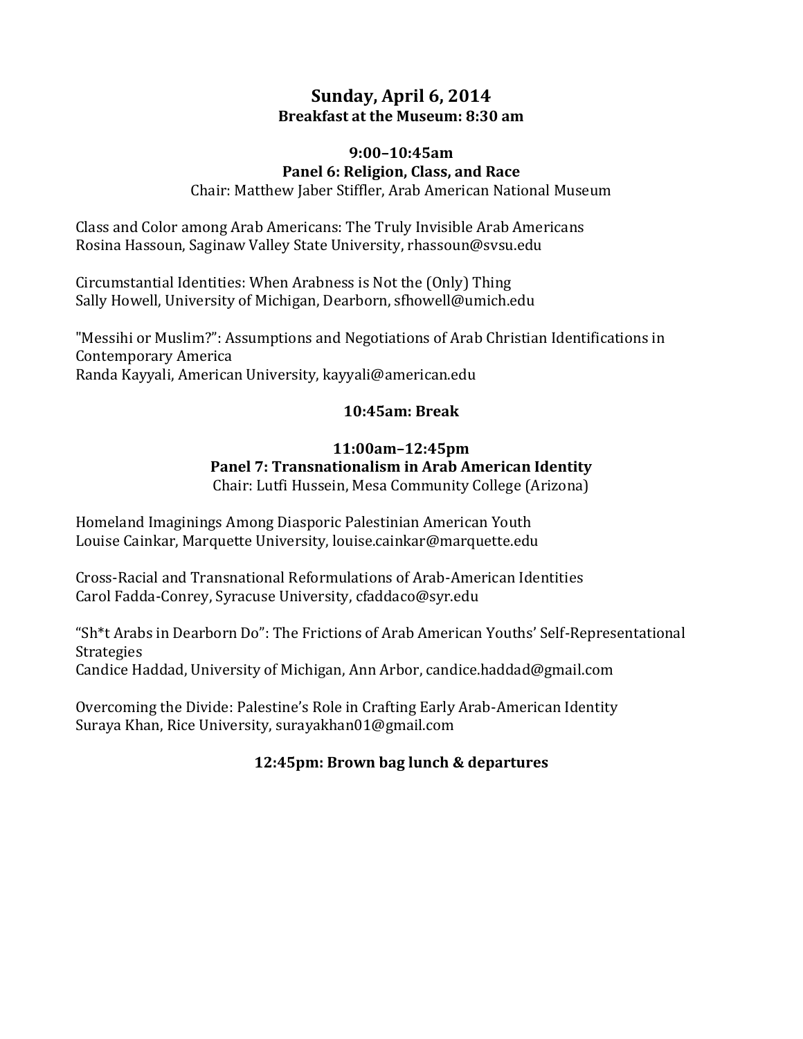## Sunday, April 6, 2014

**Breakfast at the Museum: 8:30 am**

**9:00–10:45am**

**Panel 6: Religion, Class, and Race**

Chair: Matthew Jaber Stiffler, Arab American National Museum

Class and Color among Arab Americans: The Truly Invisible Arab Americans
Rosina Hassoun, Saginaw Valley State University, rhassoun@svsu.edu

Circumstantial Identities: When Arabness is Not the (Only) Thing
Sally Howell, University of Michigan, Dearborn, sfhowell@umich.edu

"Messihi or Muslim?": Assumptions and Negotiations of Arab Christian Identifications in Contemporary America
Randa Kayyali, American University, kayyali@american.edu

**10:45am: Break**

**11:00am–12:45pm**

**Panel 7: Transnationalism in Arab American Identity**

Chair: Lutfi Hussein, Mesa Community College (Arizona)

Homeland Imaginings Among Diasporic Palestinian American Youth
Louise Cainkar, Marquette University, louise.cainkar@marquette.edu

Cross-Racial and Transnational Reformulations of Arab-American Identities
Carol Fadda-Conrey, Syracuse University, cfaddaco@syr.edu

"Sh*t Arabs in Dearborn Do": The Frictions of Arab American Youths' Self-Representational Strategies
Candice Haddad, University of Michigan, Ann Arbor, candice.haddad@gmail.com

Overcoming the Divide: Palestine's Role in Crafting Early Arab-American Identity
Suraya Khan, Rice University, surayakhan01@gmail.com

**12:45pm: Brown bag lunch & departures**